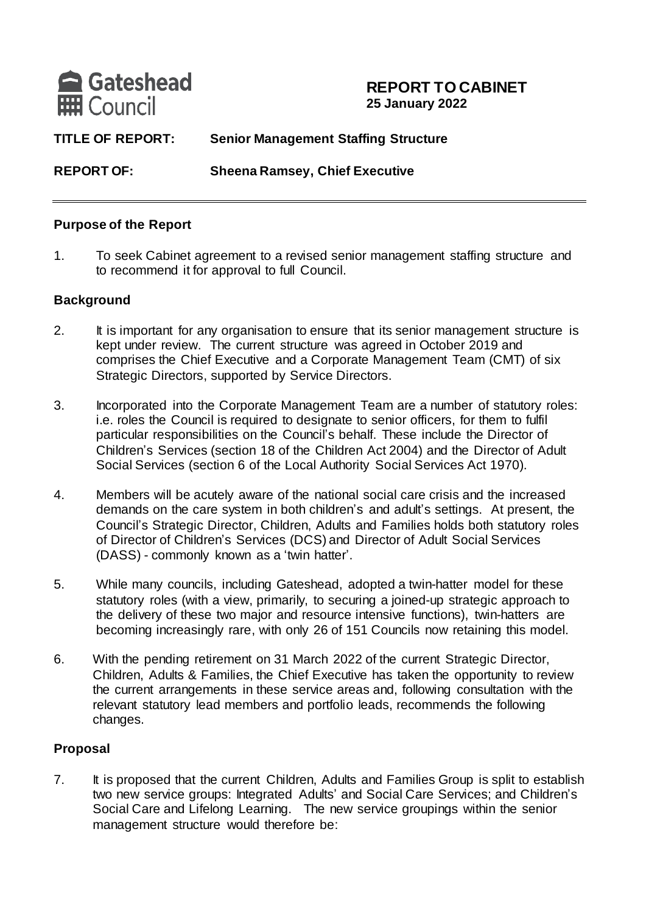**Gateshead Council**

# REPORT TO CABINET
**25 January 2022**

**TITLE OF REPORT:** **Senior Management Staffing Structure**

**REPORT OF:** **Sheena Ramsey, Chief Executive**

---

## Purpose of the Report

1. To seek Cabinet agreement to a revised senior management staffing structure and to recommend it for approval to full Council.

## Background

2. It is important for any organisation to ensure that its senior management structure is kept under review. The current structure was agreed in October 2019 and comprises the Chief Executive and a Corporate Management Team (CMT) of six Strategic Directors, supported by Service Directors.

3. Incorporated into the Corporate Management Team are a number of statutory roles: i.e. roles the Council is required to designate to senior officers, for them to fulfil particular responsibilities on the Council's behalf. These include the Director of Children's Services (section 18 of the Children Act 2004) and the Director of Adult Social Services (section 6 of the Local Authority Social Services Act 1970).

4. Members will be acutely aware of the national social care crisis and the increased demands on the care system in both children's and adult's settings. At present, the Council's Strategic Director, Children, Adults and Families holds both statutory roles of Director of Children's Services (DCS) and Director of Adult Social Services (DASS) - commonly known as a 'twin hatter'.

5. While many councils, including Gateshead, adopted a twin-hatter model for these statutory roles (with a view, primarily, to securing a joined-up strategic approach to the delivery of these two major and resource intensive functions), twin-hatters are becoming increasingly rare, with only 26 of 151 Councils now retaining this model.

6. With the pending retirement on 31 March 2022 of the current Strategic Director, Children, Adults & Families, the Chief Executive has taken the opportunity to review the current arrangements in these service areas and, following consultation with the relevant statutory lead members and portfolio leads, recommends the following changes.

## Proposal

7. It is proposed that the current Children, Adults and Families Group is split to establish two new service groups: Integrated Adults' and Social Care Services; and Children's Social Care and Lifelong Learning. The new service groupings within the senior management structure would therefore be: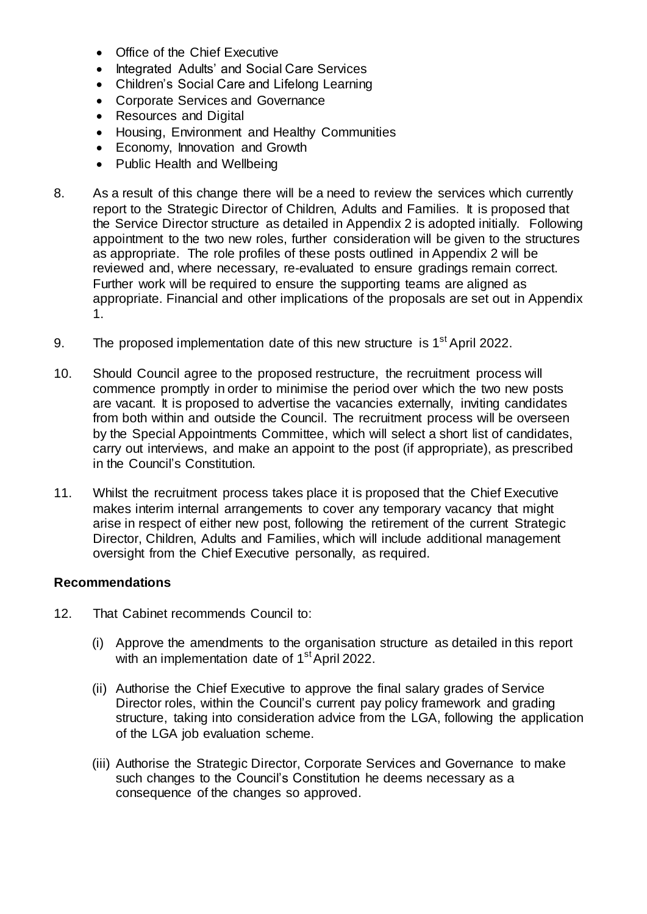- Office of the Chief Executive
- Integrated Adults' and Social Care Services
- Children's Social Care and Lifelong Learning
- Corporate Services and Governance
- Resources and Digital
- Housing, Environment and Healthy Communities
- Economy, Innovation and Growth
- Public Health and Wellbeing

8. As a result of this change there will be a need to review the services which currently report to the Strategic Director of Children, Adults and Families. It is proposed that the Service Director structure as detailed in Appendix 2 is adopted initially. Following appointment to the two new roles, further consideration will be given to the structures as appropriate. The role profiles of these posts outlined in Appendix 2 will be reviewed and, where necessary, re-evaluated to ensure gradings remain correct. Further work will be required to ensure the supporting teams are aligned as appropriate. Financial and other implications of the proposals are set out in Appendix 1.

9. The proposed implementation date of this new structure is 1st April 2022.

10. Should Council agree to the proposed restructure, the recruitment process will commence promptly in order to minimise the period over which the two new posts are vacant. It is proposed to advertise the vacancies externally, inviting candidates from both within and outside the Council. The recruitment process will be overseen by the Special Appointments Committee, which will select a short list of candidates, carry out interviews, and make an appoint to the post (if appropriate), as prescribed in the Council's Constitution.

11. Whilst the recruitment process takes place it is proposed that the Chief Executive makes interim internal arrangements to cover any temporary vacancy that might arise in respect of either new post, following the retirement of the current Strategic Director, Children, Adults and Families, which will include additional management oversight from the Chief Executive personally, as required.

**Recommendations**

12. That Cabinet recommends Council to:

    (i) Approve the amendments to the organisation structure as detailed in this report with an implementation date of 1st April 2022.

    (ii) Authorise the Chief Executive to approve the final salary grades of Service Director roles, within the Council's current pay policy framework and grading structure, taking into consideration advice from the LGA, following the application of the LGA job evaluation scheme.

    (iii) Authorise the Strategic Director, Corporate Services and Governance to make such changes to the Council's Constitution he deems necessary as a consequence of the changes so approved.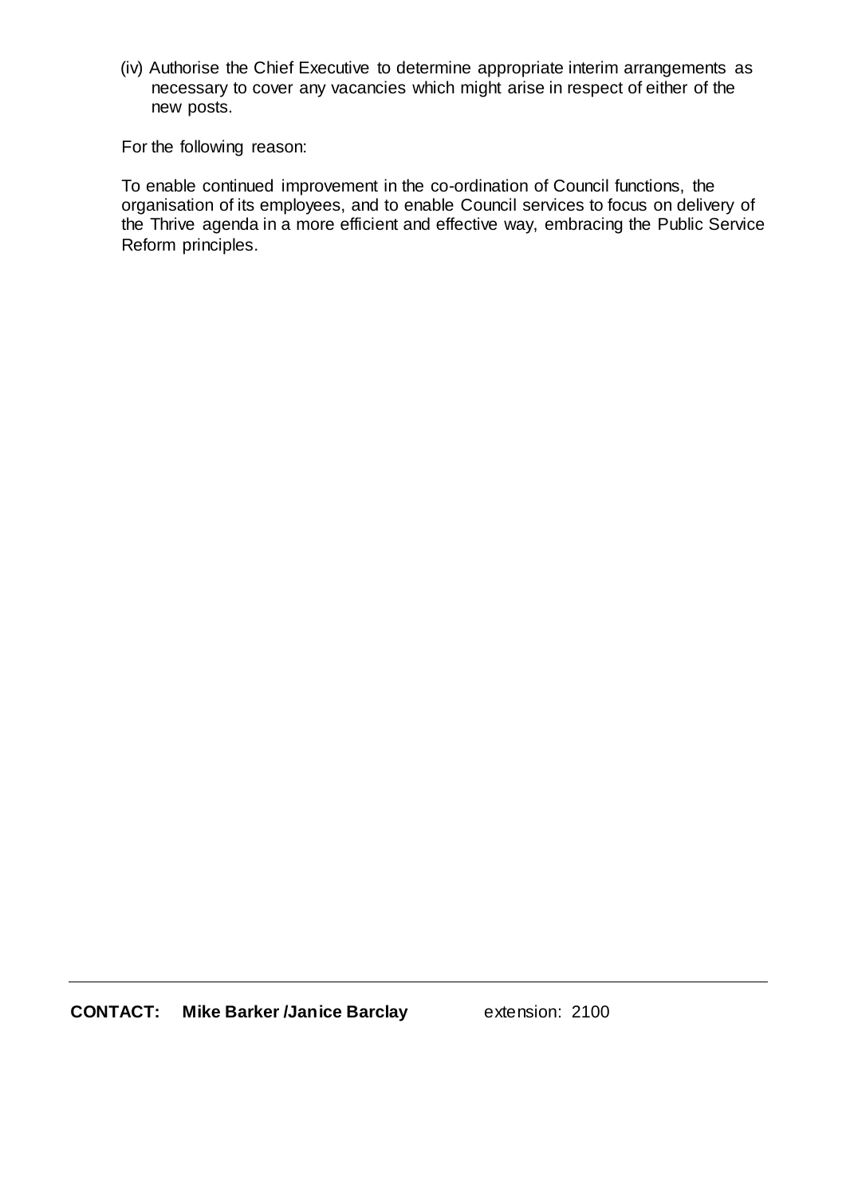(iv) Authorise the Chief Executive to determine appropriate interim arrangements as necessary to cover any vacancies which might arise in respect of either of the new posts.

For the following reason:

To enable continued improvement in the co-ordination of Council functions, the organisation of its employees, and to enable Council services to focus on delivery of the Thrive agenda in a more efficient and effective way, embracing the Public Service Reform principles.

---

**CONTACT: Mike Barker /Janice Barclay** extension: 2100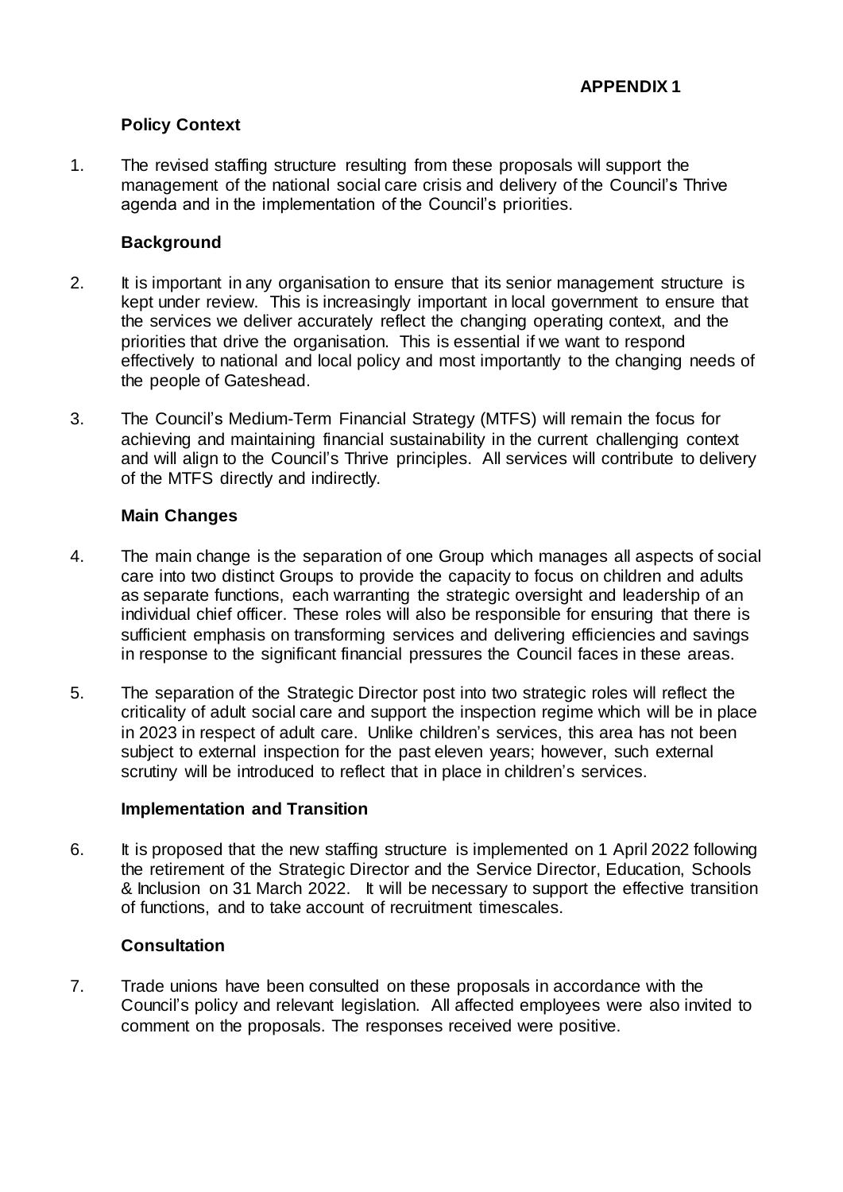**APPENDIX 1**

## Policy Context

1. The revised staffing structure resulting from these proposals will support the management of the national social care crisis and delivery of the Council's Thrive agenda and in the implementation of the Council's priorities.

## Background

2. It is important in any organisation to ensure that its senior management structure is kept under review. This is increasingly important in local government to ensure that the services we deliver accurately reflect the changing operating context, and the priorities that drive the organisation. This is essential if we want to respond effectively to national and local policy and most importantly to the changing needs of the people of Gateshead.

3. The Council's Medium-Term Financial Strategy (MTFS) will remain the focus for achieving and maintaining financial sustainability in the current challenging context and will align to the Council's Thrive principles. All services will contribute to delivery of the MTFS directly and indirectly.

## Main Changes

4. The main change is the separation of one Group which manages all aspects of social care into two distinct Groups to provide the capacity to focus on children and adults as separate functions, each warranting the strategic oversight and leadership of an individual chief officer. These roles will also be responsible for ensuring that there is sufficient emphasis on transforming services and delivering efficiencies and savings in response to the significant financial pressures the Council faces in these areas.

5. The separation of the Strategic Director post into two strategic roles will reflect the criticality of adult social care and support the inspection regime which will be in place in 2023 in respect of adult care. Unlike children's services, this area has not been subject to external inspection for the past eleven years; however, such external scrutiny will be introduced to reflect that in place in children's services.

## Implementation and Transition

6. It is proposed that the new staffing structure is implemented on 1 April 2022 following the retirement of the Strategic Director and the Service Director, Education, Schools & Inclusion on 31 March 2022. It will be necessary to support the effective transition of functions, and to take account of recruitment timescales.

## Consultation

7. Trade unions have been consulted on these proposals in accordance with the Council's policy and relevant legislation. All affected employees were also invited to comment on the proposals. The responses received were positive.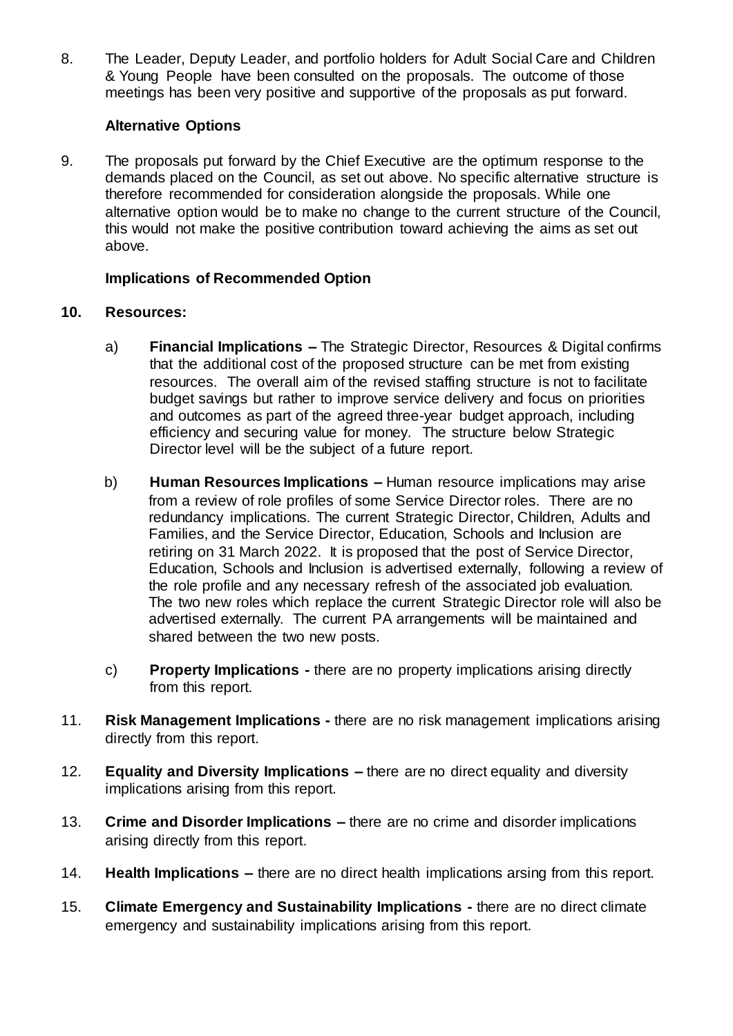8. The Leader, Deputy Leader, and portfolio holders for Adult Social Care and Children & Young People have been consulted on the proposals. The outcome of those meetings has been very positive and supportive of the proposals as put forward.

**Alternative Options**

9. The proposals put forward by the Chief Executive are the optimum response to the demands placed on the Council, as set out above. No specific alternative structure is therefore recommended for consideration alongside the proposals. While one alternative option would be to make no change to the current structure of the Council, this would not make the positive contribution toward achieving the aims as set out above.

**Implications of Recommended Option**

**10. Resources:**

a) **Financial Implications –** The Strategic Director, Resources & Digital confirms that the additional cost of the proposed structure can be met from existing resources. The overall aim of the revised staffing structure is not to facilitate budget savings but rather to improve service delivery and focus on priorities and outcomes as part of the agreed three-year budget approach, including efficiency and securing value for money. The structure below Strategic Director level will be the subject of a future report.

b) **Human Resources Implications –** Human resource implications may arise from a review of role profiles of some Service Director roles. There are no redundancy implications. The current Strategic Director, Children, Adults and Families, and the Service Director, Education, Schools and Inclusion are retiring on 31 March 2022. It is proposed that the post of Service Director, Education, Schools and Inclusion is advertised externally, following a review of the role profile and any necessary refresh of the associated job evaluation. The two new roles which replace the current Strategic Director role will also be advertised externally. The current PA arrangements will be maintained and shared between the two new posts.

c) **Property Implications -** there are no property implications arising directly from this report.

11. **Risk Management Implications -** there are no risk management implications arising directly from this report.

12. **Equality and Diversity Implications –** there are no direct equality and diversity implications arising from this report.

13. **Crime and Disorder Implications –** there are no crime and disorder implications arising directly from this report.

14. **Health Implications –** there are no direct health implications arsing from this report.

15. **Climate Emergency and Sustainability Implications -** there are no direct climate emergency and sustainability implications arising from this report.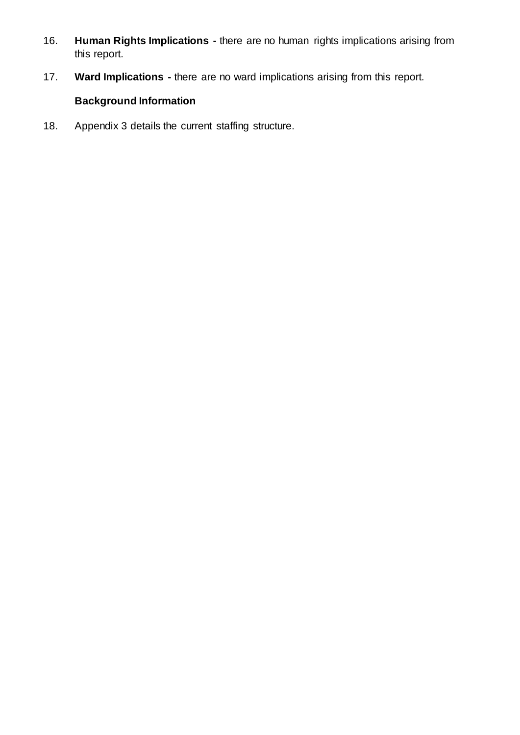16. **Human Rights Implications -** there are no human rights implications arising from this report.

17. **Ward Implications -** there are no ward implications arising from this report.

**Background Information**

18. Appendix 3 details the current staffing structure.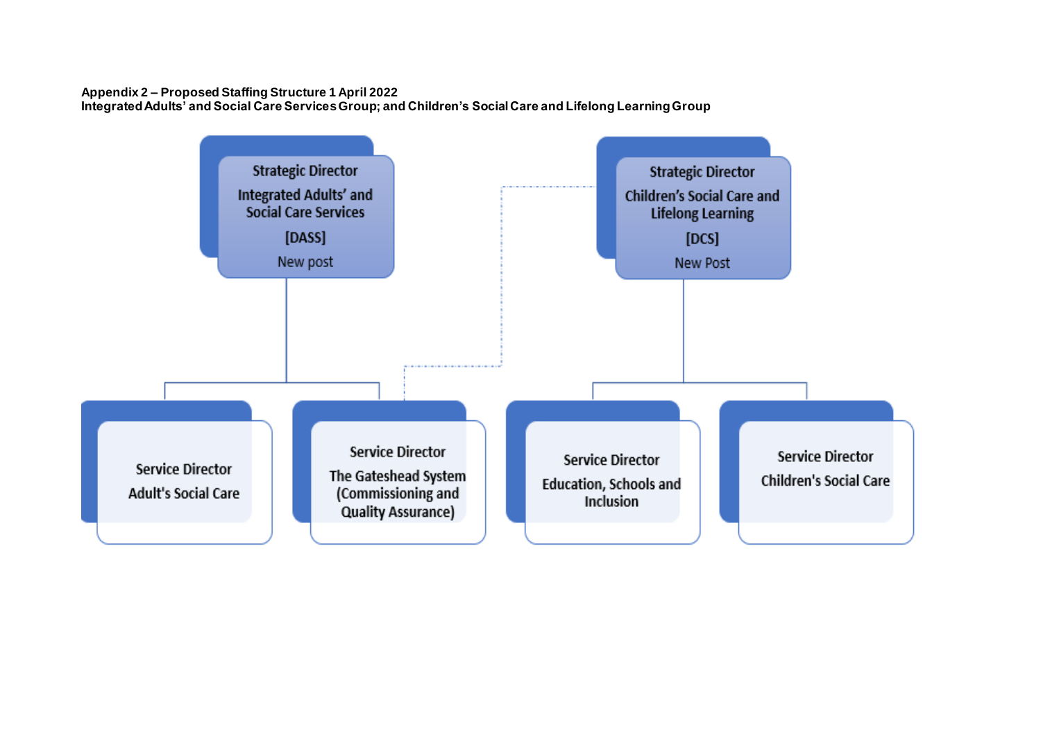**Appendix 2 – Proposed Staffing Structure 1 April 2022**
**Integrated Adults' and Social Care Services Group; and Children's Social Care and Lifelong Learning Group**

- **Strategic Director** – Integrated Adults' and Social Care Services [DASS] – New post
  - Service Director – Adult's Social Care
  - Service Director – The Gateshead System (Commissioning and Quality Assurance)
- **Strategic Director** – Children's Social Care and Lifelong Learning [DCS] – New Post
  - Service Director – Education, Schools and Inclusion
  - Service Director – Children's Social Care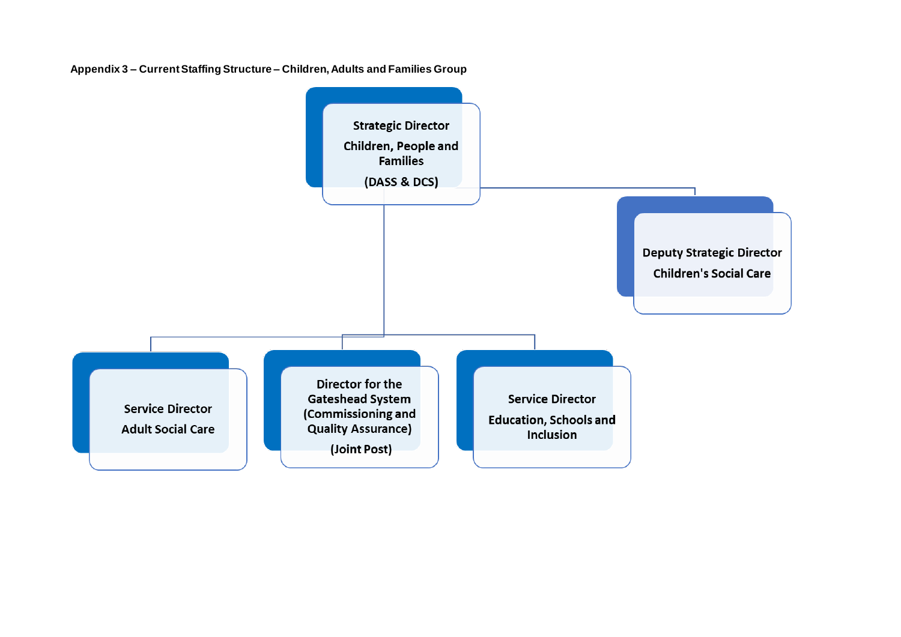**Appendix 3 – Current Staffing Structure – Children, Adults and Families Group**

Strategic Director
Children, People and Families
(DASS & DCS)

Deputy Strategic Director
Children's Social Care

Service Director
Adult Social Care

Director for the Gateshead System (Commissioning and Quality Assurance)
(Joint Post)

Service Director
Education, Schools and Inclusion